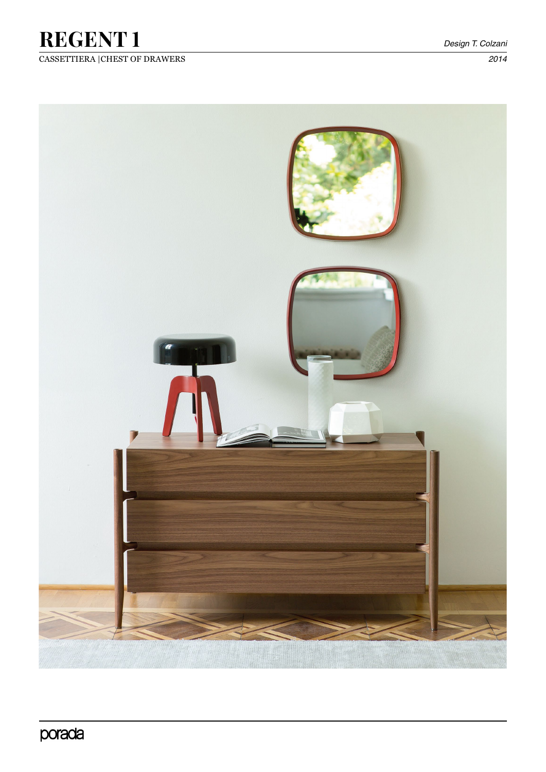# REGENT 1

CASSETTIERA | CHEST OF DRAWERS

*Design T. Colzani*

*2014*

porada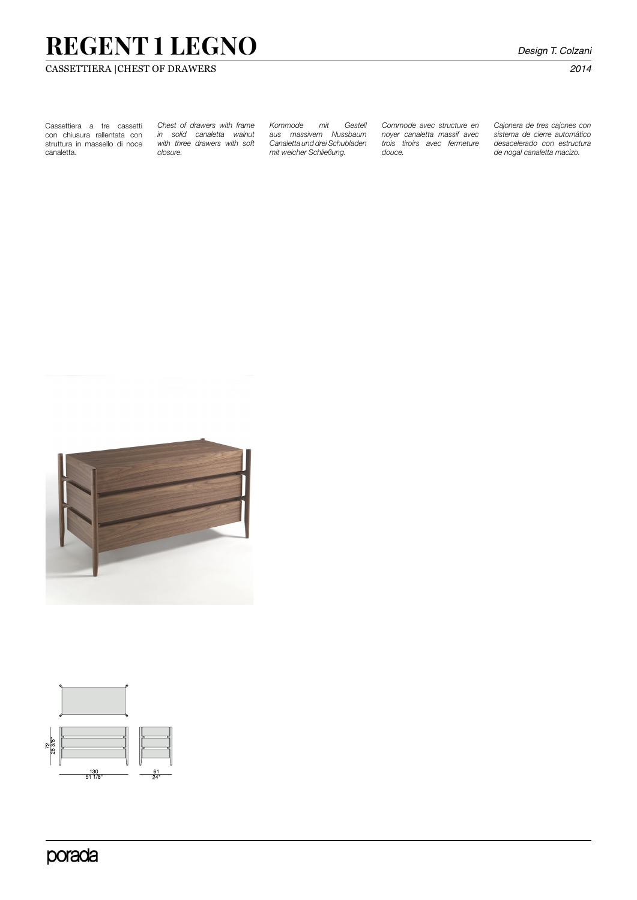# REGENT 1 LEGNO

*Design T. Colzani*

CASSETTIERA |CHEST OF DRAWERS

*2014*

Cassettiera a tre cassetti con chiusura rallentata con struttura in massello di noce canaletta.

*Chest of drawers with frame in solid canaletta walnut with three drawers with soft closure.*

*Kommode mit Gestell aus massivem Nussbaum Canaletta und drei Schubladen mit weicher Schließung.*

*Commode avec structure en noyer canaletta massif avec trois tiroirs avec fermeture douce.*

*Cajonera de tres cajones con sistema de cierre automático desacelerado con estructura de nogal canaletta macizo.*

72
28 3/8"

130
51 1/8"

61
24"

porada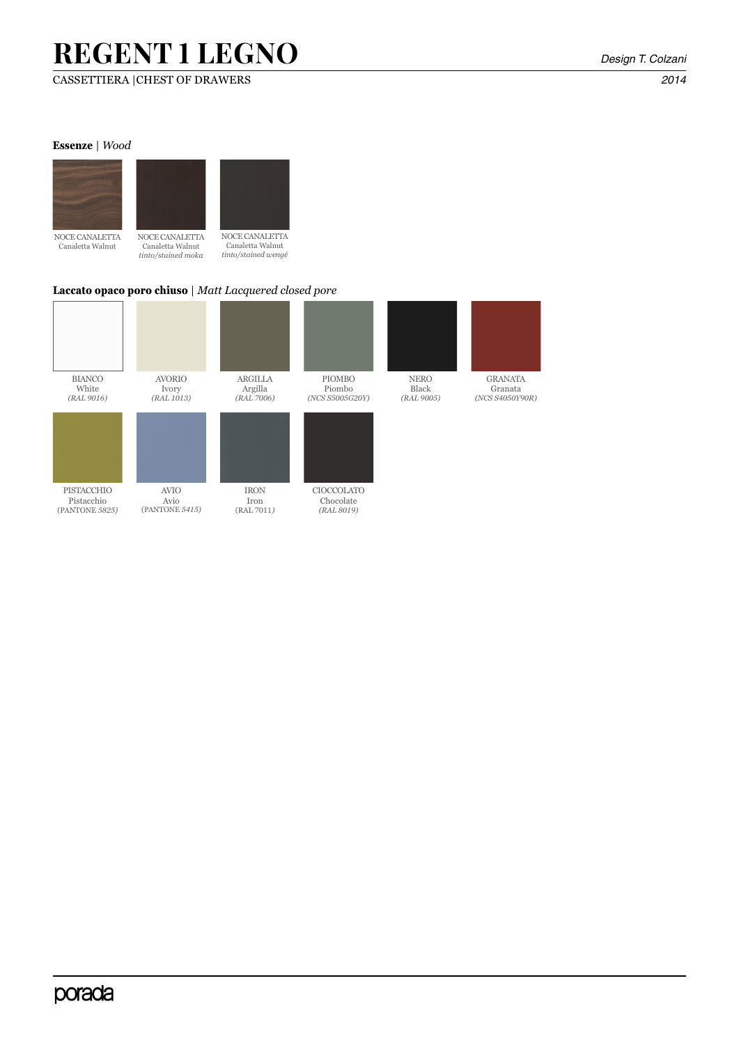# REGENT 1 LEGNO

Design T. Colzani

CASSETTIERA |CHEST OF DRAWERS

2014

**Essenze** | *Wood*

NOCE CANALETTA
Canaletta Walnut

NOCE CANALETTA
Canaletta Walnut
*tinto/stained moka*

NOCE CANALETTA
Canaletta Walnut
*tinto/stained wengé*

**Laccato opaco poro chiuso** | *Matt Lacquered closed pore*

BIANCO
White
*(RAL 9016)*

AVORIO
Ivory
*(RAL 1013)*

ARGILLA
Argilla
*(RAL 7006)*

PIOMBO
Piombo
*(NCS S5005G20Y)*

NERO
Black
*(RAL 9005)*

GRANATA
Granata
*(NCS S4050Y90R)*

PISTACCHIO
Pistacchio
(PANTONE *5825)*

AVIO
Avio
(PANTONE *5415)*

IRON
Iron
(RAL 7011*)*

CIOCCOLATO
Chocolate
*(RAL 8019)*

porada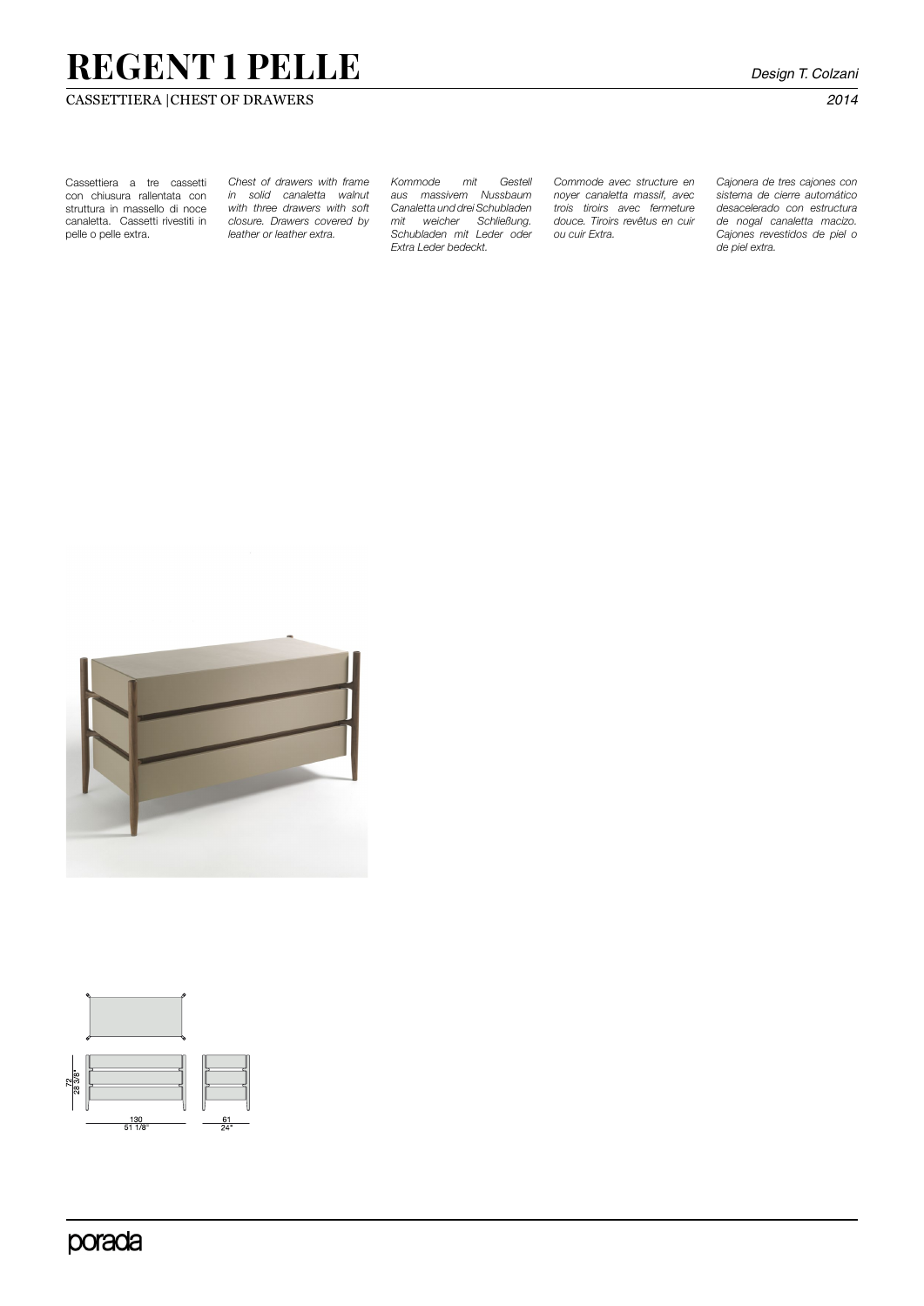# REGENT 1 PELLE

*Design T. Colzani*

CASSETTIERA |CHEST OF DRAWERS

*2014*

Cassettiera a tre cassetti con chiusura rallentata con struttura in massello di noce canaletta. Cassetti rivestiti in pelle o pelle extra.

*Chest of drawers with frame in solid canaletta walnut with three drawers with soft closure. Drawers covered by leather or leather extra.*

*Kommode mit Gestell aus massivem Nussbaum Canaletta und drei Schubladen mit weicher Schließung. Schubladen mit Leder oder Extra Leder bedeckt.*

*Commode avec structure en noyer canaletta massif, avec trois tiroirs avec fermeture douce. Tiroirs revêtus en cuir ou cuir Extra.*

*Cajonera de tres cajones con sistema de cierre automático desacelerado con estructura de nogal canaletta macizo. Cajones revestidos de piel o de piel extra.*

72
28 3/8"

130
51 1/8"

61
24"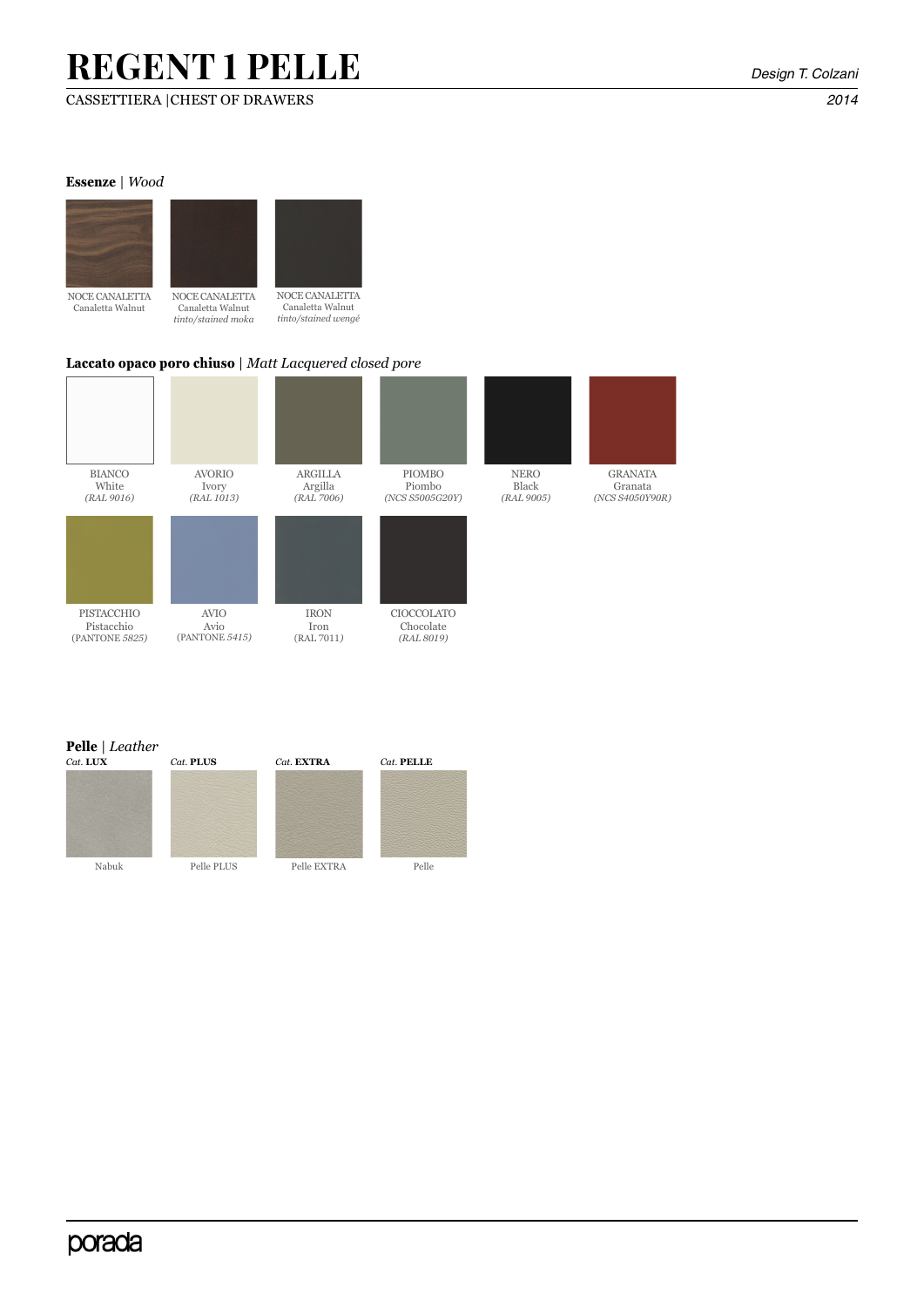# REGENT 1 PELLE

CASSETTIERA |CHEST OF DRAWERS

*Design T. Colzani*

*2014*

**Essenze** | *Wood*

NOCE CANALETTA
Canaletta Walnut

NOCE CANALETTA
Canaletta Walnut
*tinto/stained moka*

NOCE CANALETTA
Canaletta Walnut
*tinto/stained wengé*

**Laccato opaco poro chiuso** | *Matt Lacquered closed pore*

BIANCO
White
*(RAL 9016)*

AVORIO
Ivory
*(RAL 1013)*

ARGILLA
Argilla
*(RAL 7006)*

PIOMBO
Piombo
*(NCS S5005G20Y)*

NERO
Black
*(RAL 9005)*

GRANATA
Granata
*(NCS S4050Y90R)*

PISTACCHIO
Pistacchio
(PANTONE *5825)*

AVIO
Avio
(PANTONE *5415)*

IRON
Iron
(RAL 7011*)*

CIOCCOLATO
Chocolate
*(RAL 8019)*

**Pelle** | *Leather*

*Cat.* **LUX**
Nabuk

*Cat.* **PLUS**
Pelle PLUS

*Cat.* **EXTRA**
Pelle EXTRA

*Cat.* **PELLE**
Pelle

porada